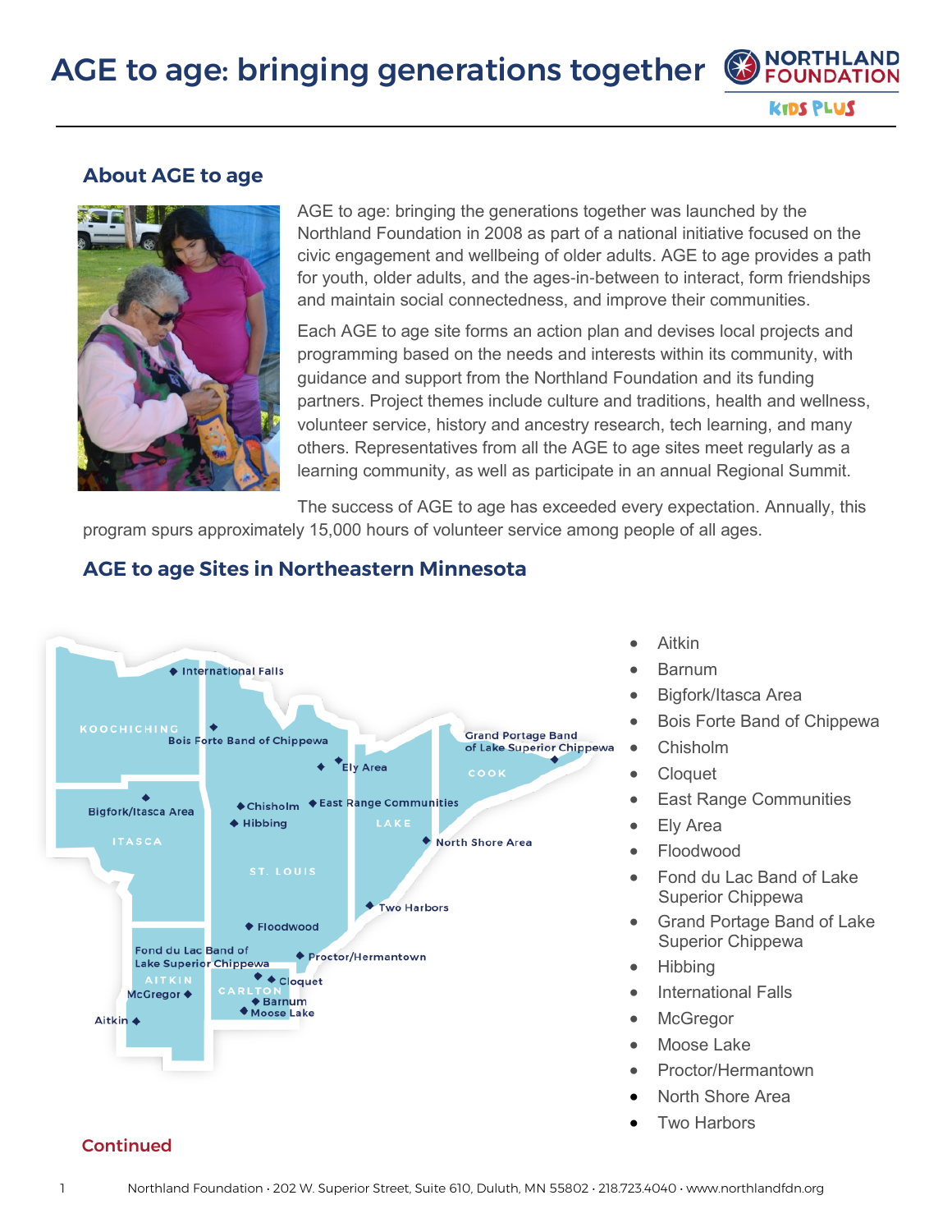# AGE to age: bringing generations together

## About AGE to age

AGE to age: bringing the generations together was launched by the Northland Foundation in 2008 as part of a national initiative focused on the civic engagement and wellbeing of older adults. AGE to age provides a path for youth, older adults, and the ages-in-between to interact, form friendships and maintain social connectedness, and improve their communities.

Each AGE to age site forms an action plan and devises local projects and programming based on the needs and interests within its community, with guidance and support from the Northland Foundation and its funding partners. Project themes include culture and traditions, health and wellness, volunteer service, history and ancestry research, tech learning, and many others. Representatives from all the AGE to age sites meet regularly as a learning community, as well as participate in an annual Regional Summit.

The success of AGE to age has exceeded every expectation. Annually, this program spurs approximately 15,000 hours of volunteer service among people of all ages.

## AGE to age Sites in Northeastern Minnesota

- Aitkin
- Barnum
- Bigfork/Itasca Area
- Bois Forte Band of Chippewa
- Chisholm
- Cloquet
- East Range Communities
- Ely Area
- Floodwood
- Fond du Lac Band of Lake Superior Chippewa
- Grand Portage Band of Lake Superior Chippewa
- Hibbing
- International Falls
- McGregor
- Moose Lake
- Proctor/Hermantown
- North Shore Area
- Two Harbors

Continued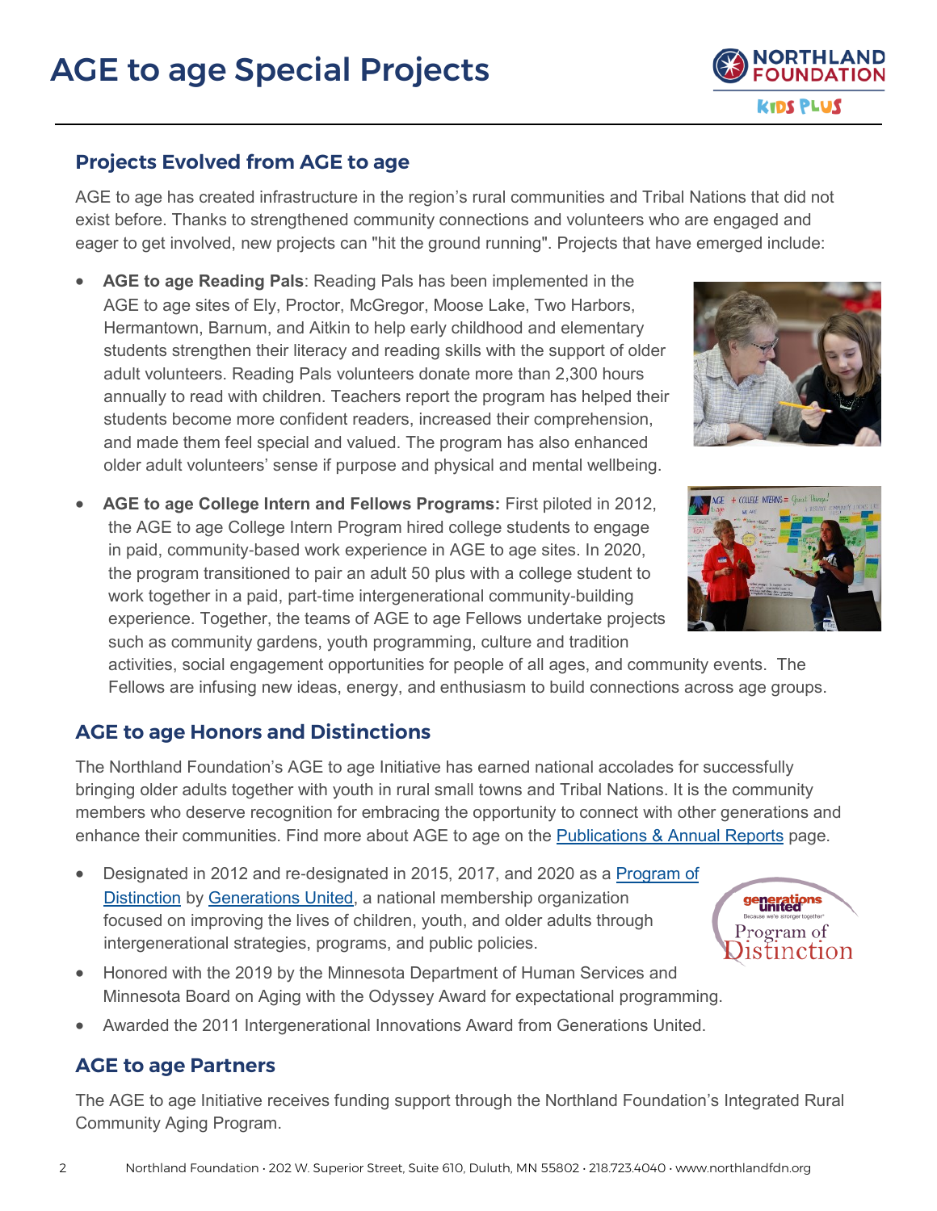# AGE to age Special Projects

## Projects Evolved from AGE to age

AGE to age has created infrastructure in the region's rural communities and Tribal Nations that did not exist before. Thanks to strengthened community connections and volunteers who are engaged and eager to get involved, new projects can "hit the ground running". Projects that have emerged include:

- **AGE to age Reading Pals**: Reading Pals has been implemented in the AGE to age sites of Ely, Proctor, McGregor, Moose Lake, Two Harbors, Hermantown, Barnum, and Aitkin to help early childhood and elementary students strengthen their literacy and reading skills with the support of older adult volunteers. Reading Pals volunteers donate more than 2,300 hours annually to read with children. Teachers report the program has helped their students become more confident readers, increased their comprehension, and made them feel special and valued. The program has also enhanced older adult volunteers' sense if purpose and physical and mental wellbeing.
- **AGE to age College Intern and Fellows Programs:** First piloted in 2012, the AGE to age College Intern Program hired college students to engage in paid, community-based work experience in AGE to age sites. In 2020, the program transitioned to pair an adult 50 plus with a college student to work together in a paid, part-time intergenerational community-building experience. Together, the teams of AGE to age Fellows undertake projects such as community gardens, youth programming, culture and tradition activities, social engagement opportunities for people of all ages, and community events. The Fellows are infusing new ideas, energy, and enthusiasm to build connections across age groups.

## AGE to age Honors and Distinctions

The Northland Foundation's AGE to age Initiative has earned national accolades for successfully bringing older adults together with youth in rural small towns and Tribal Nations. It is the community members who deserve recognition for embracing the opportunity to connect with other generations and enhance their communities. Find more about AGE to age on the Publications & Annual Reports page.

- Designated in 2012 and re-designated in 2015, 2017, and 2020 as a Program of Distinction by Generations United, a national membership organization focused on improving the lives of children, youth, and older adults through intergenerational strategies, programs, and public policies.
- Honored with the 2019 by the Minnesota Department of Human Services and Minnesota Board on Aging with the Odyssey Award for expectational programming.
- Awarded the 2011 Intergenerational Innovations Award from Generations United.

## AGE to age Partners

The AGE to age Initiative receives funding support through the Northland Foundation's Integrated Rural Community Aging Program.